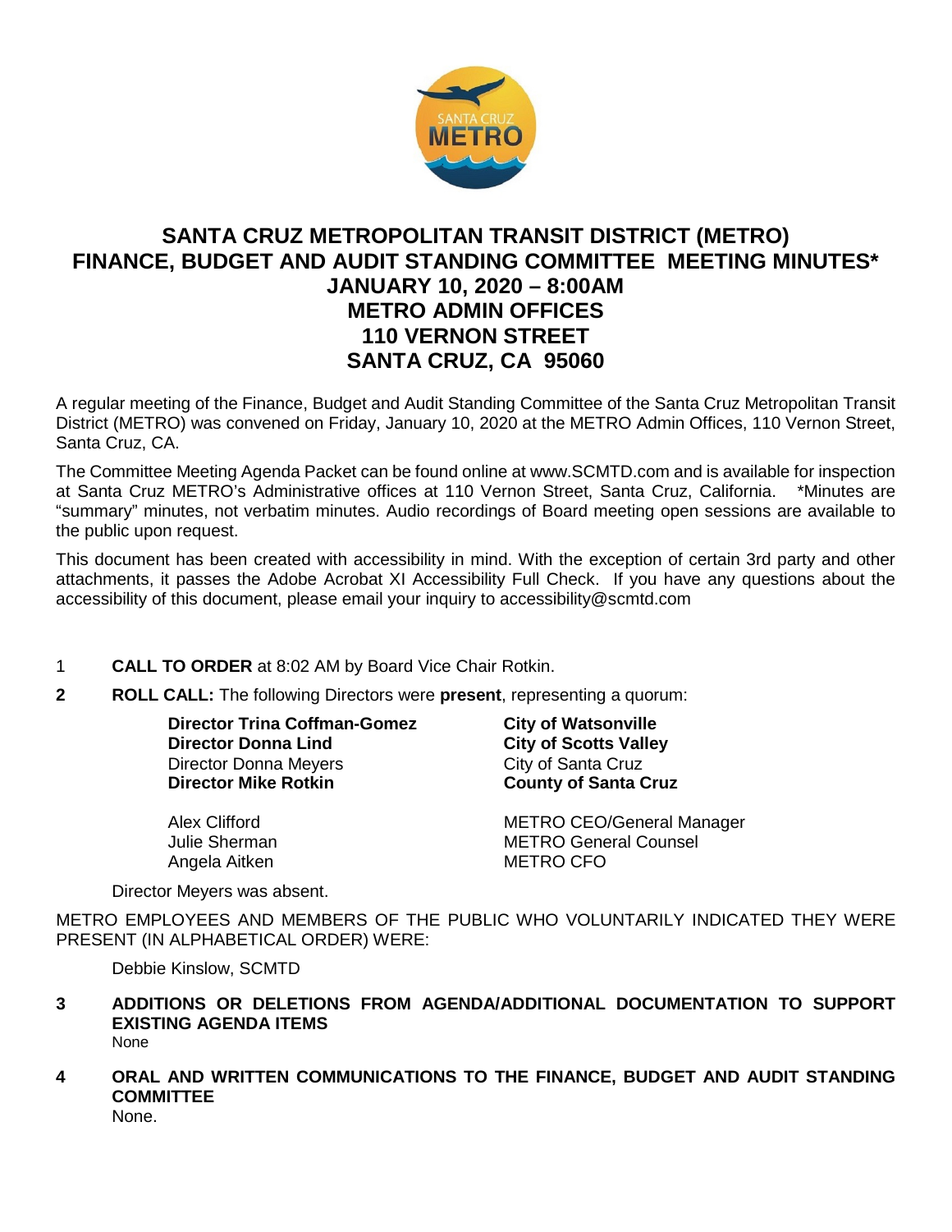# SANTA CRUZ METROPOLITAN TRANSIT DISTRICT (METRO) FINANCE, BUDGET AND AUDIT STANDING COMMITTEE MEETING MINUTES*
## JANUARY 10, 2020 – 8:00AM
## METRO ADMIN OFFICES
## 110 VERNON STREET
## SANTA CRUZ, CA 95060

A regular meeting of the Finance, Budget and Audit Standing Committee of the Santa Cruz Metropolitan Transit District (METRO) was convened on Friday, January 10, 2020 at the METRO Admin Offices, 110 Vernon Street, Santa Cruz, CA.

The Committee Meeting Agenda Packet can be found online at www.SCMTD.com and is available for inspection at Santa Cruz METRO's Administrative offices at 110 Vernon Street, Santa Cruz, California. *Minutes are "summary" minutes, not verbatim minutes. Audio recordings of Board meeting open sessions are available to the public upon request.

This document has been created with accessibility in mind. With the exception of certain 3rd party and other attachments, it passes the Adobe Acrobat XI Accessibility Full Check. If you have any questions about the accessibility of this document, please email your inquiry to accessibility@scmtd.com

1 **CALL TO ORDER** at 8:02 AM by Board Vice Chair Rotkin.

**2** **ROLL CALL:** The following Directors were **present**, representing a quorum:

| | |
|---|---|
| **Director Trina Coffman-Gomez** | **City of Watsonville** |
| **Director Donna Lind** | **City of Scotts Valley** |
| Director Donna Meyers | City of Santa Cruz |
| **Director Mike Rotkin** | **County of Santa Cruz** |
| | |
| Alex Clifford | METRO CEO/General Manager |
| Julie Sherman | METRO General Counsel |
| Angela Aitken | METRO CFO |

Director Meyers was absent.

METRO EMPLOYEES AND MEMBERS OF THE PUBLIC WHO VOLUNTARILY INDICATED THEY WERE PRESENT (IN ALPHABETICAL ORDER) WERE:

Debbie Kinslow, SCMTD

**3** **ADDITIONS OR DELETIONS FROM AGENDA/ADDITIONAL DOCUMENTATION TO SUPPORT EXISTING AGENDA ITEMS**
None

**4** **ORAL AND WRITTEN COMMUNICATIONS TO THE FINANCE, BUDGET AND AUDIT STANDING COMMITTEE**
None.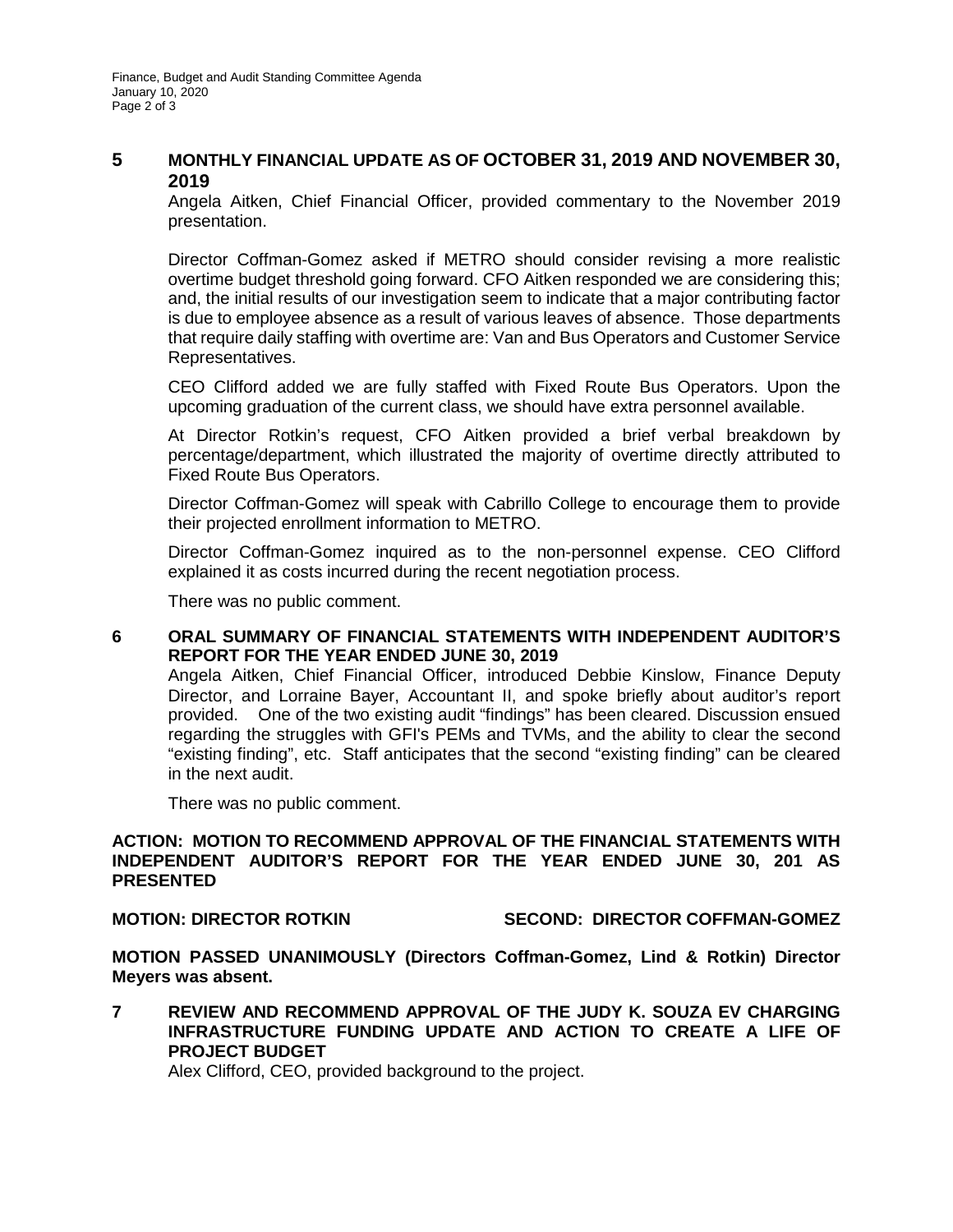## 5 MONTHLY FINANCIAL UPDATE AS OF OCTOBER 31, 2019 AND NOVEMBER 30, 2019

Angela Aitken, Chief Financial Officer, provided commentary to the November 2019 presentation.

Director Coffman-Gomez asked if METRO should consider revising a more realistic overtime budget threshold going forward. CFO Aitken responded we are considering this; and, the initial results of our investigation seem to indicate that a major contributing factor is due to employee absence as a result of various leaves of absence. Those departments that require daily staffing with overtime are: Van and Bus Operators and Customer Service Representatives.

CEO Clifford added we are fully staffed with Fixed Route Bus Operators. Upon the upcoming graduation of the current class, we should have extra personnel available.

At Director Rotkin's request, CFO Aitken provided a brief verbal breakdown by percentage/department, which illustrated the majority of overtime directly attributed to Fixed Route Bus Operators.

Director Coffman-Gomez will speak with Cabrillo College to encourage them to provide their projected enrollment information to METRO.

Director Coffman-Gomez inquired as to the non-personnel expense. CEO Clifford explained it as costs incurred during the recent negotiation process.

There was no public comment.

## 6 ORAL SUMMARY OF FINANCIAL STATEMENTS WITH INDEPENDENT AUDITOR'S REPORT FOR THE YEAR ENDED JUNE 30, 2019

Angela Aitken, Chief Financial Officer, introduced Debbie Kinslow, Finance Deputy Director, and Lorraine Bayer, Accountant II, and spoke briefly about auditor's report provided. One of the two existing audit "findings" has been cleared. Discussion ensued regarding the struggles with GFI's PEMs and TVMs, and the ability to clear the second "existing finding", etc. Staff anticipates that the second "existing finding" can be cleared in the next audit.

There was no public comment.

**ACTION: MOTION TO RECOMMEND APPROVAL OF THE FINANCIAL STATEMENTS WITH INDEPENDENT AUDITOR'S REPORT FOR THE YEAR ENDED JUNE 30, 201 AS PRESENTED**

**MOTION: DIRECTOR ROTKIN SECOND: DIRECTOR COFFMAN-GOMEZ**

**MOTION PASSED UNANIMOUSLY (Directors Coffman-Gomez, Lind & Rotkin) Director Meyers was absent.**

## 7 REVIEW AND RECOMMEND APPROVAL OF THE JUDY K. SOUZA EV CHARGING INFRASTRUCTURE FUNDING UPDATE AND ACTION TO CREATE A LIFE OF PROJECT BUDGET

Alex Clifford, CEO, provided background to the project.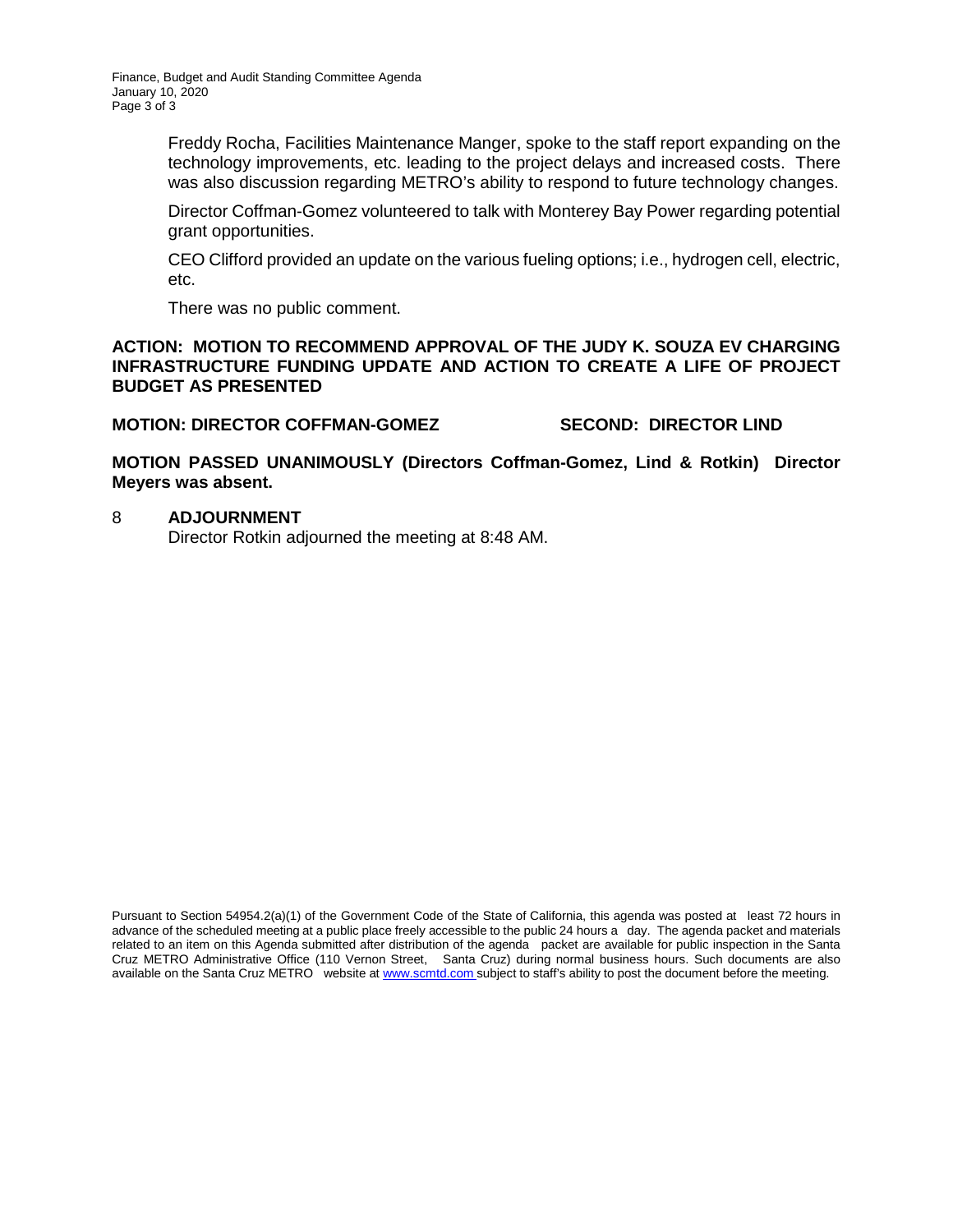Freddy Rocha, Facilities Maintenance Manger, spoke to the staff report expanding on the technology improvements, etc. leading to the project delays and increased costs. There was also discussion regarding METRO's ability to respond to future technology changes.

Director Coffman-Gomez volunteered to talk with Monterey Bay Power regarding potential grant opportunities.

CEO Clifford provided an update on the various fueling options; i.e., hydrogen cell, electric, etc.

There was no public comment.

**ACTION: MOTION TO RECOMMEND APPROVAL OF THE JUDY K. SOUZA EV CHARGING INFRASTRUCTURE FUNDING UPDATE AND ACTION TO CREATE A LIFE OF PROJECT BUDGET AS PRESENTED**

**MOTION: DIRECTOR COFFMAN-GOMEZ SECOND: DIRECTOR LIND**

**MOTION PASSED UNANIMOUSLY (Directors Coffman-Gomez, Lind & Rotkin) Director Meyers was absent.**

8 **ADJOURNMENT**

Director Rotkin adjourned the meeting at 8:48 AM.

Pursuant to Section 54954.2(a)(1) of the Government Code of the State of California, this agenda was posted at least 72 hours in advance of the scheduled meeting at a public place freely accessible to the public 24 hours a day. The agenda packet and materials related to an item on this Agenda submitted after distribution of the agenda packet are available for public inspection in the Santa Cruz METRO Administrative Office (110 Vernon Street, Santa Cruz) during normal business hours. Such documents are also available on the Santa Cruz METRO website at www.scmtd.com subject to staff's ability to post the document before the meeting.